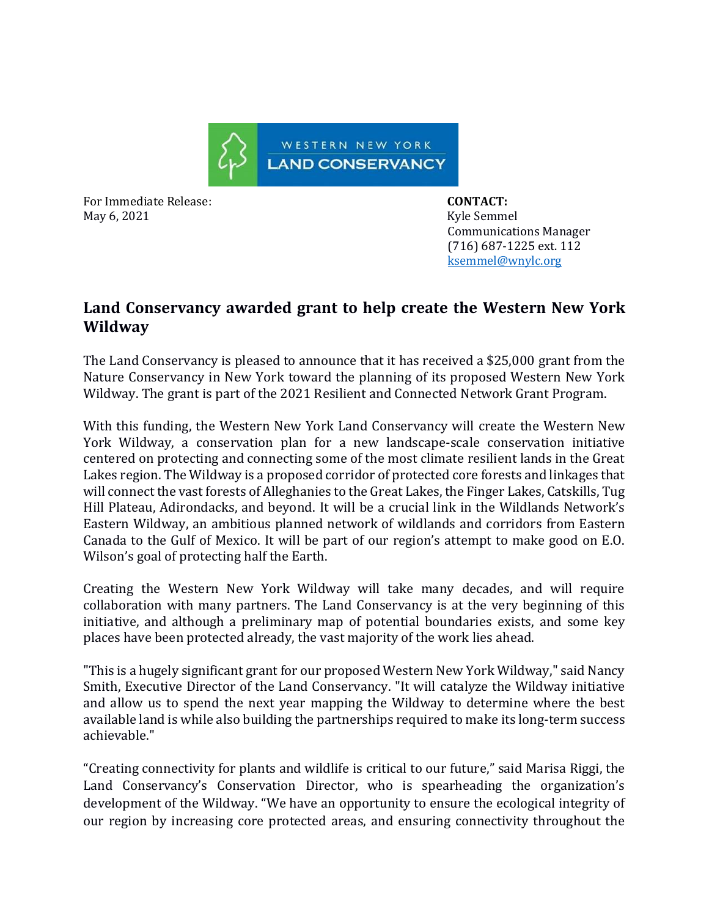WESTERN NEW YORK LAND CONSERVANCY

For Immediate Release:
May 6, 2021

**CONTACT:**
Kyle Semmel
Communications Manager
(716) 687-1225 ext. 112
ksemmel@wnylc.org

## Land Conservancy awarded grant to help create the Western New York Wildway

The Land Conservancy is pleased to announce that it has received a $25,000 grant from the Nature Conservancy in New York toward the planning of its proposed Western New York Wildway. The grant is part of the 2021 Resilient and Connected Network Grant Program.

With this funding, the Western New York Land Conservancy will create the Western New York Wildway, a conservation plan for a new landscape-scale conservation initiative centered on protecting and connecting some of the most climate resilient lands in the Great Lakes region. The Wildway is a proposed corridor of protected core forests and linkages that will connect the vast forests of Alleghanies to the Great Lakes, the Finger Lakes, Catskills, Tug Hill Plateau, Adirondacks, and beyond. It will be a crucial link in the Wildlands Network's Eastern Wildway, an ambitious planned network of wildlands and corridors from Eastern Canada to the Gulf of Mexico. It will be part of our region's attempt to make good on E.O. Wilson's goal of protecting half the Earth.

Creating the Western New York Wildway will take many decades, and will require collaboration with many partners. The Land Conservancy is at the very beginning of this initiative, and although a preliminary map of potential boundaries exists, and some key places have been protected already, the vast majority of the work lies ahead.

"This is a hugely significant grant for our proposed Western New York Wildway," said Nancy Smith, Executive Director of the Land Conservancy. "It will catalyze the Wildway initiative and allow us to spend the next year mapping the Wildway to determine where the best available land is while also building the partnerships required to make its long-term success achievable."

"Creating connectivity for plants and wildlife is critical to our future," said Marisa Riggi, the Land Conservancy's Conservation Director, who is spearheading the organization's development of the Wildway. "We have an opportunity to ensure the ecological integrity of our region by increasing core protected areas, and ensuring connectivity throughout the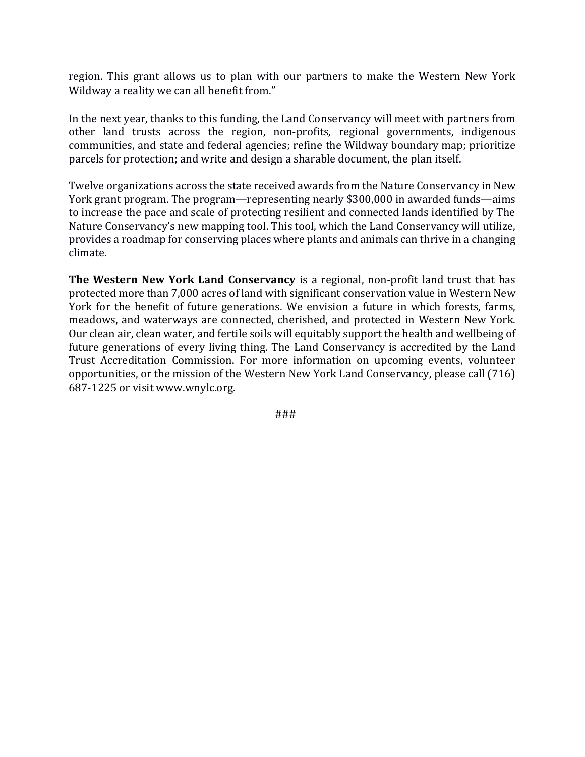region. This grant allows us to plan with our partners to make the Western New York Wildway a reality we can all benefit from."

In the next year, thanks to this funding, the Land Conservancy will meet with partners from other land trusts across the region, non-profits, regional governments, indigenous communities, and state and federal agencies; refine the Wildway boundary map; prioritize parcels for protection; and write and design a sharable document, the plan itself.

Twelve organizations across the state received awards from the Nature Conservancy in New York grant program. The program—representing nearly $300,000 in awarded funds—aims to increase the pace and scale of protecting resilient and connected lands identified by The Nature Conservancy's new mapping tool. This tool, which the Land Conservancy will utilize, provides a roadmap for conserving places where plants and animals can thrive in a changing climate.

**The Western New York Land Conservancy** is a regional, non-profit land trust that has protected more than 7,000 acres of land with significant conservation value in Western New York for the benefit of future generations. We envision a future in which forests, farms, meadows, and waterways are connected, cherished, and protected in Western New York. Our clean air, clean water, and fertile soils will equitably support the health and wellbeing of future generations of every living thing. The Land Conservancy is accredited by the Land Trust Accreditation Commission. For more information on upcoming events, volunteer opportunities, or the mission of the Western New York Land Conservancy, please call (716) 687-1225 or visit www.wnylc.org.

###